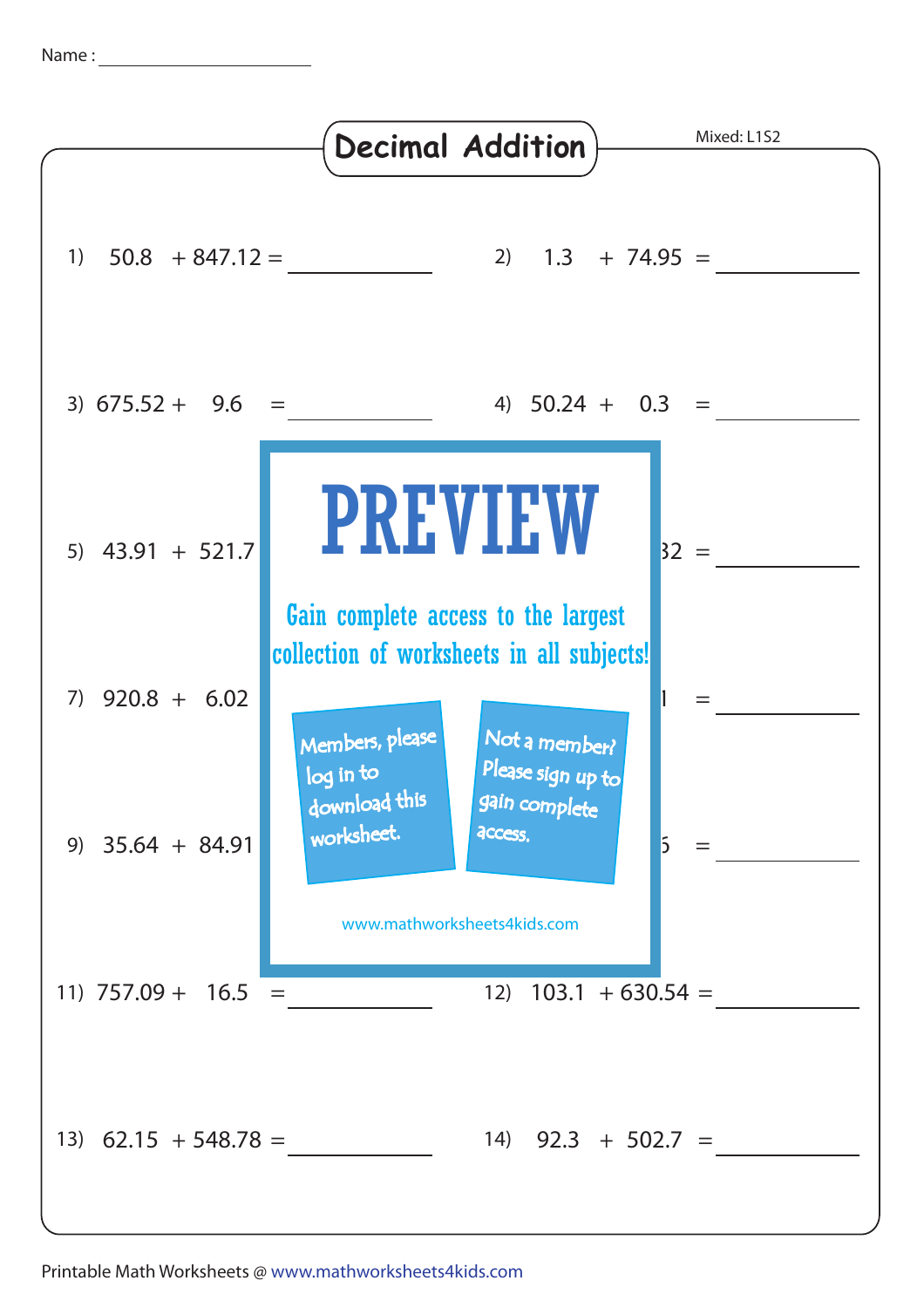Name : ____________________

# Decimal Addition

Mixed: L1S2

1) 50.8 + 847.12 = ________

2) 1.3 + 74.95 = ________

3) 675.52 + 9.6 = ________

4) 50.24 + 0.3 = ________

5) 43.91 + 521.7

32 = ________

7) 920.8 + 6.02

1 = ________

9) 35.64 + 84.91

5 = ________

**PREVIEW**

Gain complete access to the largest collection of worksheets in all subjects!

Members, please log in to download this worksheet.

Not a member? Please sign up to gain complete access.

www.mathworksheets4kids.com

11) 757.09 + 16.5 = ________

12) 103.1 + 630.54 = ________

13) 62.15 + 548.78 = ________

14) 92.3 + 502.7 = ________

Printable Math Worksheets @ www.mathworksheets4kids.com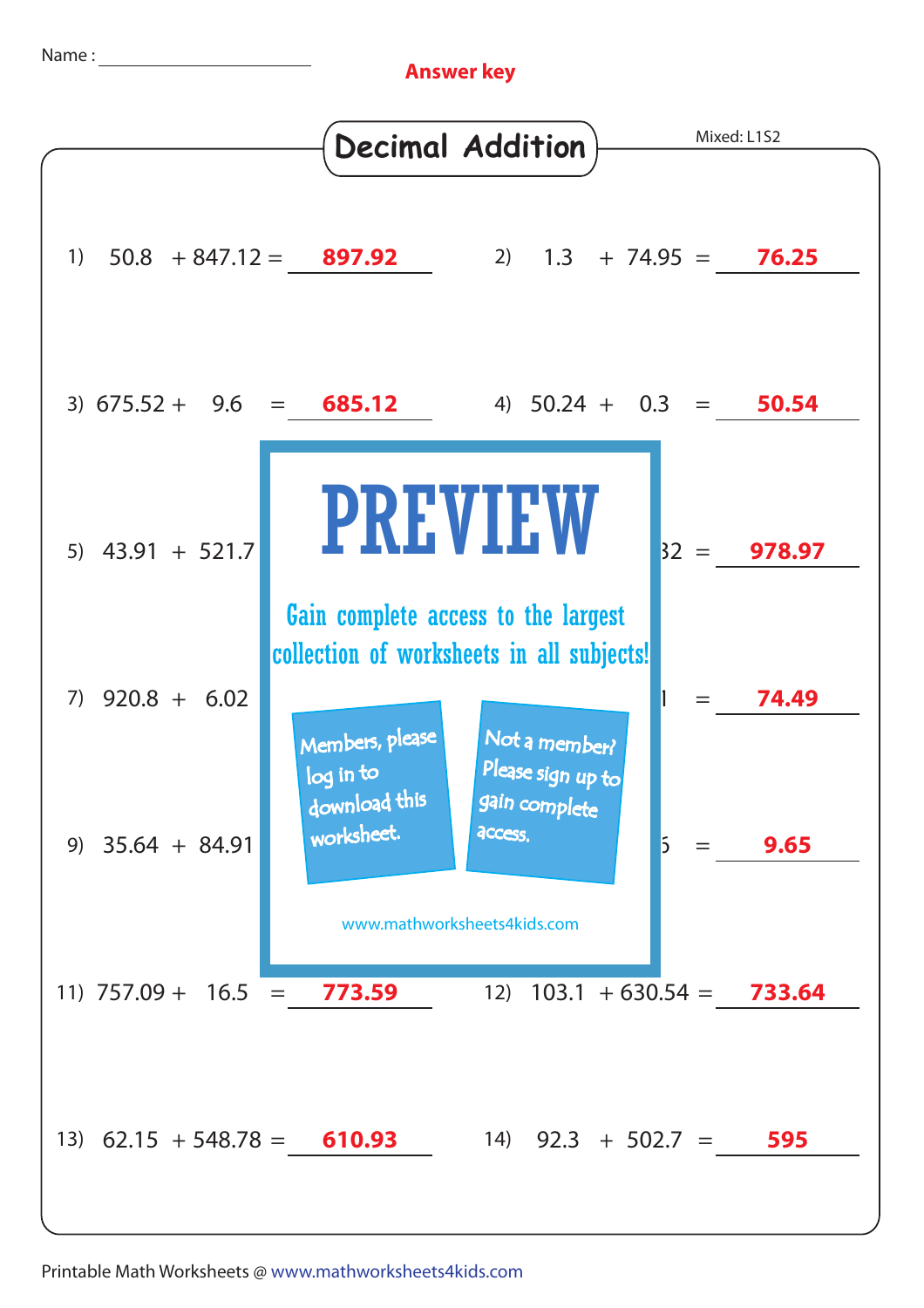Name : ____________________

**Answer key**

# Decimal Addition

Mixed: L1S2

1) 50.8 + 847.12 = **897.92**

2) 1.3 + 74.95 = **76.25**

3) 675.52 + 9.6 = **685.12**

4) 50.24 + 0.3 = **50.54**

5) 43.91 + 521.7

6) ...32 = **978.97**

7) 920.8 + 6.02

8) ...1 = **74.49**

9) 35.64 + 84.91

10) ...5 = **9.65**

# PREVIEW

Gain complete access to the largest collection of worksheets in all subjects!

Members, please log in to download this worksheet.

Not a member? Please sign up to gain complete access.

www.mathworksheets4kids.com

11) 757.09 + 16.5 = **773.59**

12) 103.1 + 630.54 = **733.64**

13) 62.15 + 548.78 = **610.93**

14) 92.3 + 502.7 = **595**

Printable Math Worksheets @ www.mathworksheets4kids.com